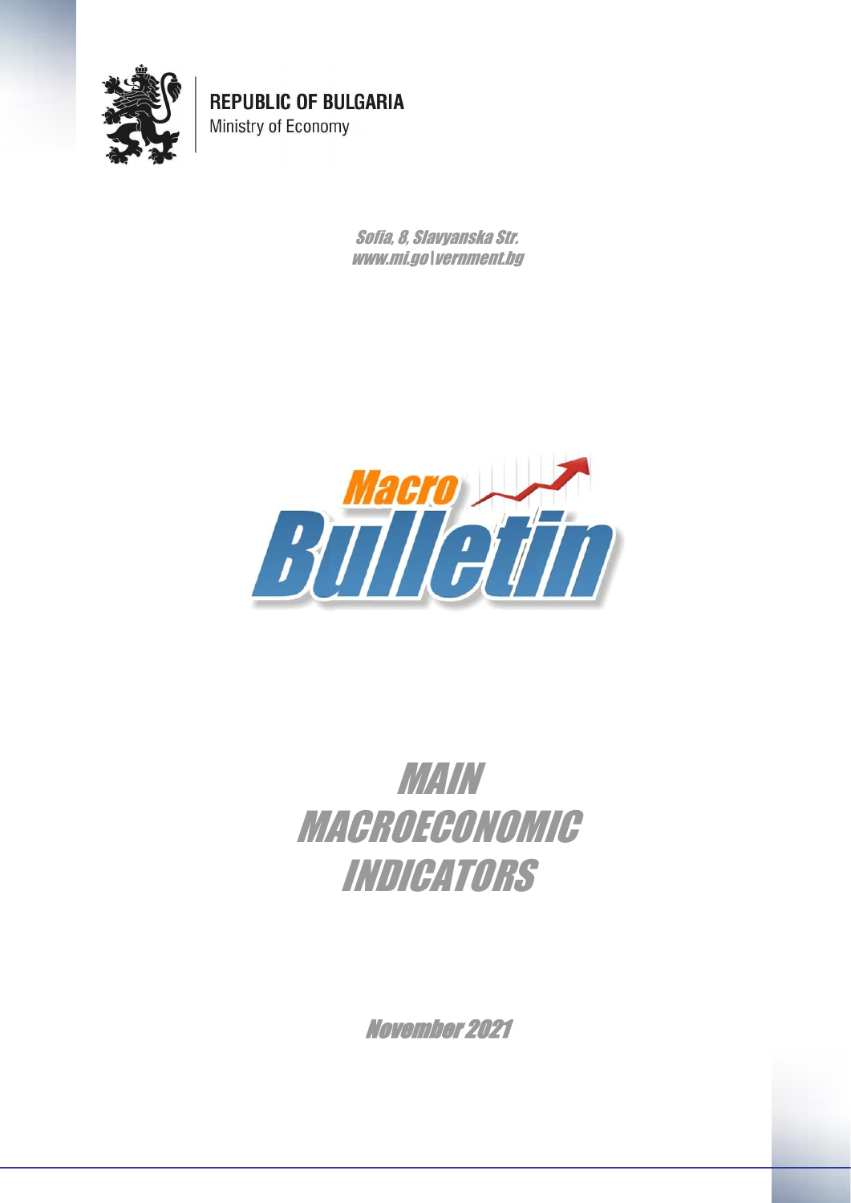**REPUBLIC OF BULGARIA**
Ministry of Economy

*Sofia, 8, Slavyanska Str.*
*www.mi.go\vernment.bg*

*Macro Bulletin*

# MAIN MACROECONOMIC INDICATORS

*November 2021*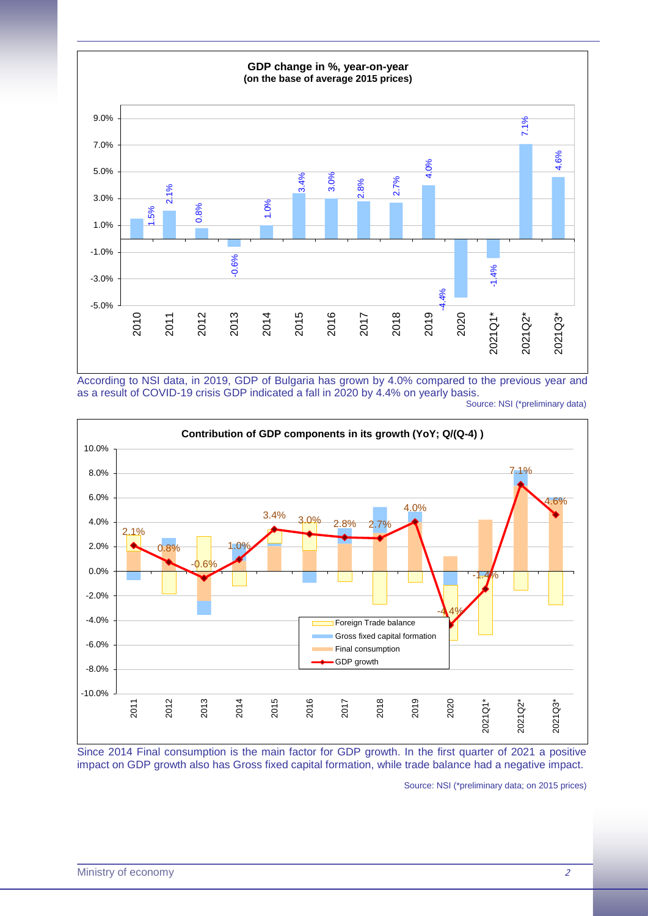**GDP change in %, year-on-year**
**(on the base of average 2015 prices)**

| Year | GDP change |
|---|---|
| 2010 | 1.5% |
| 2011 | 2.1% |
| 2012 | 0.8% |
| 2013 | -0.6% |
| 2014 | 1.0% |
| 2015 | 3.4% |
| 2016 | 3.0% |
| 2017 | 2.8% |
| 2018 | 2.7% |
| 2019 | 4.0% |
| 2020 | -4.4% |
| 2021Q1* | -1.4% |
| 2021Q2* | 7.1% |
| 2021Q3* | 4.6% |

According to NSI data, in 2019, GDP of Bulgaria has grown by 4.0% compared to the previous year and as a result of COVID-19 crisis GDP indicated a fall in 2020 by 4.4% on yearly basis.

Source: NSI (*preliminary data)

**Contribution of GDP components in its growth (YoY; Q/(Q-4) )**

| Period | GDP growth |
|---|---|
| 2011 | 2.1% |
| 2012 | 0.8% |
| 2013 | -0.6% |
| 2014 | 1.0% |
| 2015 | 3.4% |
| 2016 | 3.0% |
| 2017 | 2.8% |
| 2018 | 2.7% |
| 2019 | 4.0% |
| 2020 | -4.4% |
| 2021Q1* | -1.4% |
| 2021Q2* | 7.1% |
| 2021Q3* | 4.6% |

Legend: Foreign Trade balance; Gross fixed capital formation; Final consumption; GDP growth

Since 2014 Final consumption is the main factor for GDP growth. In the first quarter of 2021 a positive impact on GDP growth also has Gross fixed capital formation, while trade balance had a negative impact.

Source: NSI (*preliminary data; on 2015 prices)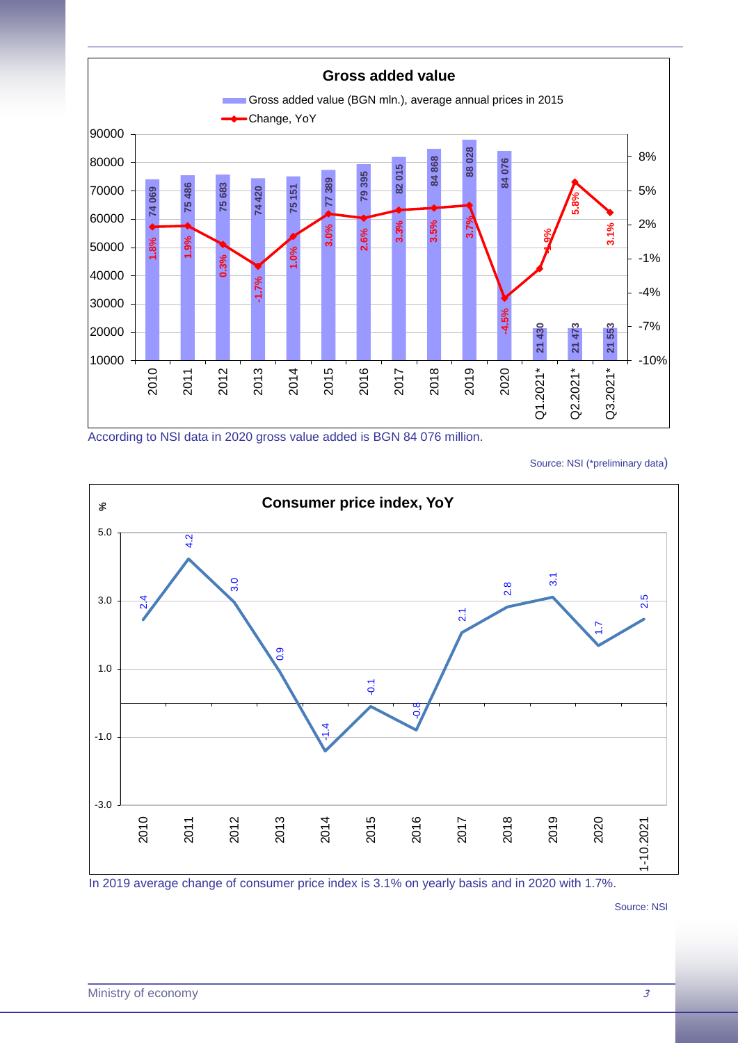**Gross added value**

| Period | Gross added value (BGN mln.), average annual prices in 2015 | Change, YoY |
|---|---|---|
| 2010 | 74 069 | 1.8% |
| 2011 | 75 486 | 1.9% |
| 2012 | 75 683 | 0.3% |
| 2013 | 74 420 | -1.7% |
| 2014 | 75 151 | 1.0% |
| 2015 | 77 389 | 3.0% |
| 2016 | 79 395 | 2.6% |
| 2017 | 82 015 | 3.3% |
| 2018 | 84 868 | 3.5% |
| 2019 | 88 028 | 3.7% |
| 2020 | 84 076 | -4.5% |
| Q1.2021* | 21 430 | -1.9% |
| Q2.2021* | 21 473 | 5.8% |
| Q3.2021* | 21 553 | 3.1% |

According to NSI data in 2020 gross value added is BGN 84 076 million.

Source: NSI (*preliminary data)

**Consumer price index, YoY**

| Period | % |
|---|---|
| 2010 | 2.4 |
| 2011 | 4.2 |
| 2012 | 3.0 |
| 2013 | 0.9 |
| 2014 | -1.4 |
| 2015 | -0.1 |
| 2016 | -0.8 |
| 2017 | 2.1 |
| 2018 | 2.8 |
| 2019 | 3.1 |
| 2020 | 1.7 |
| 1-10.2021 | 2.5 |

In 2019 average change of consumer price index is 3.1% on yearly basis and in 2020 with 1.7%.

Source: NSI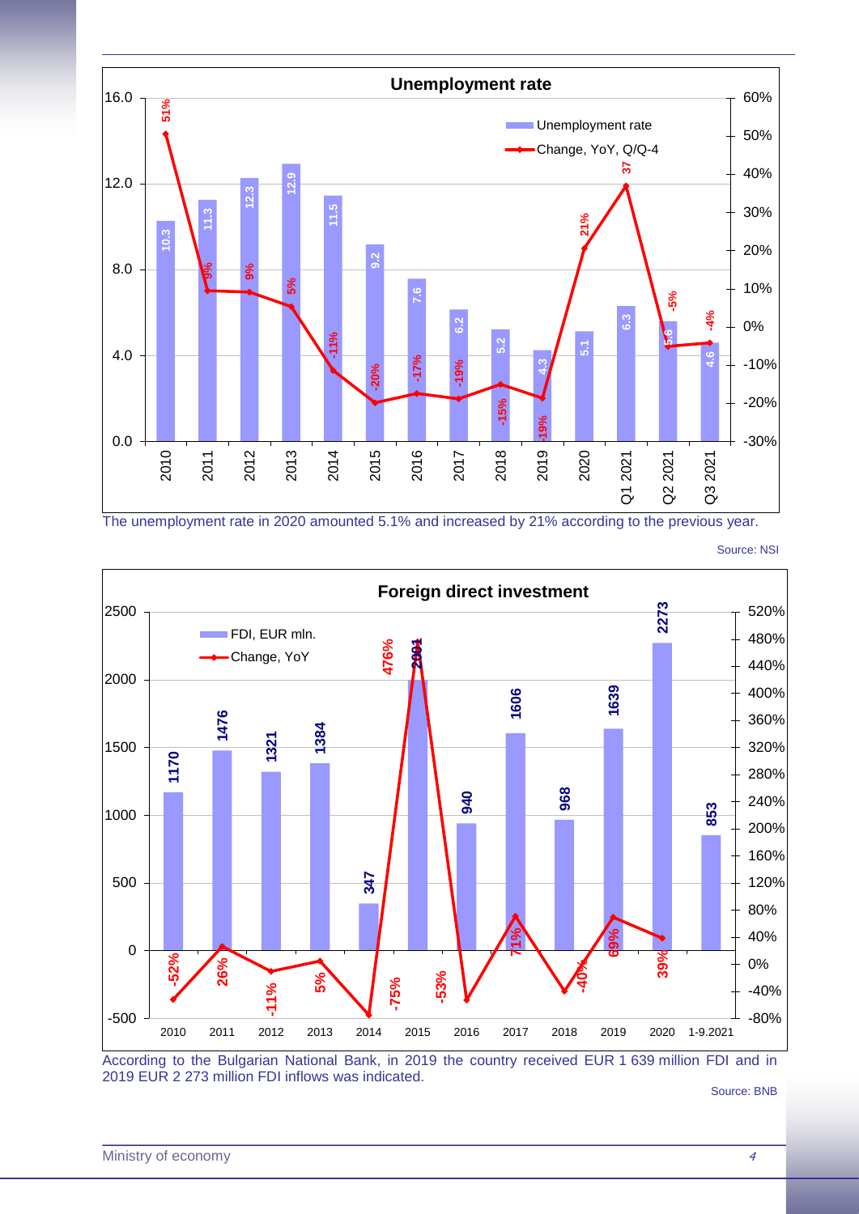**Unemployment rate**

| Period | Unemployment rate | Change, YoY, Q/Q-4 |
|---|---|---|
| 2010 | 10.3 | 51% |
| 2011 | 11.3 | 9% |
| 2012 | 12.3 | 9% |
| 2013 | 12.9 | 5% |
| 2014 | 11.5 | -11% |
| 2015 | 9.2 | -20% |
| 2016 | 7.6 | -17% |
| 2017 | 6.2 | -19% |
| 2018 | 5.2 | -15% |
| 2019 | 4.3 | -19% |
| 2020 | 5.1 | 21% |
| Q1 2021 | 6.3 | 37 |
| Q2 2021 | 5.6 | -5% |
| Q3 2021 | 4.6 | -4% |

The unemployment rate in 2020 amounted 5.1% and increased by 21% according to the previous year.

Source: NSI

**Foreign direct investment**

| Period | FDI, EUR mln. | Change, YoY |
|---|---|---|
| 2010 | 1170 | -52% |
| 2011 | 1476 | 26% |
| 2012 | 1321 | -11% |
| 2013 | 1384 | 5% |
| 2014 | 347 | -75% |
| 2015 | 2001 | 476% |
| 2016 | 940 | -53% |
| 2017 | 1606 | 71% |
| 2018 | 968 | -40% |
| 2019 | 1639 | 69% |
| 2020 | 2273 | 39% |
| 1-9.2021 | 853 | |

According to the Bulgarian National Bank, in 2019 the country received EUR 1 639 million FDI and in 2019 EUR 2 273 million FDI inflows was indicated.

Source: BNB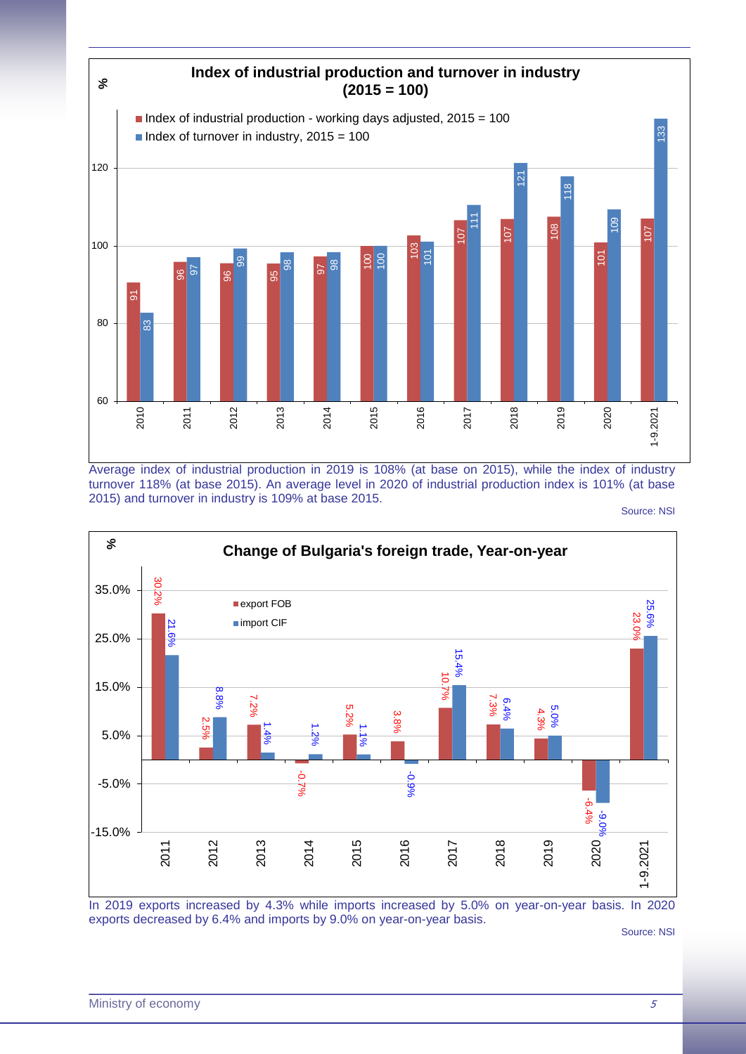**Index of industrial production and turnover in industry (2015 = 100)**

| % | 2010 | 2011 | 2012 | 2013 | 2014 | 2015 | 2016 | 2017 | 2018 | 2019 | 2020 | 1-9.2021 |
|---|---|---|---|---|---|---|---|---|---|---|---|---|
| Index of industrial production - working days adjusted, 2015 = 100 | 91 | 96 | 96 | 95 | 97 | 100 | 103 | 107 | 107 | 108 | 101 | 107 |
| Index of turnover in industry, 2015 = 100 | 83 | 97 | 99 | 98 | 98 | 100 | 101 | 111 | 121 | 118 | 109 | 133 |

Average index of industrial production in 2019 is 108% (at base on 2015), while the index of industry turnover 118% (at base 2015). An average level in 2020 of industrial production index is 101% (at base 2015) and turnover in industry is 109% at base 2015.

Source: NSI

**Change of Bulgaria's foreign trade, Year-on-year**

| % | 2011 | 2012 | 2013 | 2014 | 2015 | 2016 | 2017 | 2018 | 2019 | 2020 | 1-9.2021 |
|---|---|---|---|---|---|---|---|---|---|---|---|
| export FOB | 30.2% | 2.5% | 7.2% | -0.7% | 5.2% | 3.8% | 10.7% | 7.3% | 4.3% | -6.4% | 23.0% |
| import CIF | 21.6% | 8.8% | 1.4% | 1.2% | 1.1% | -0.9% | 15.4% | 6.4% | 5.0% | -9.0% | 25.6% |

In 2019 exports increased by 4.3% while imports increased by 5.0% on year-on-year basis. In 2020 exports decreased by 6.4% and imports by 9.0% on year-on-year basis.

Source: NSI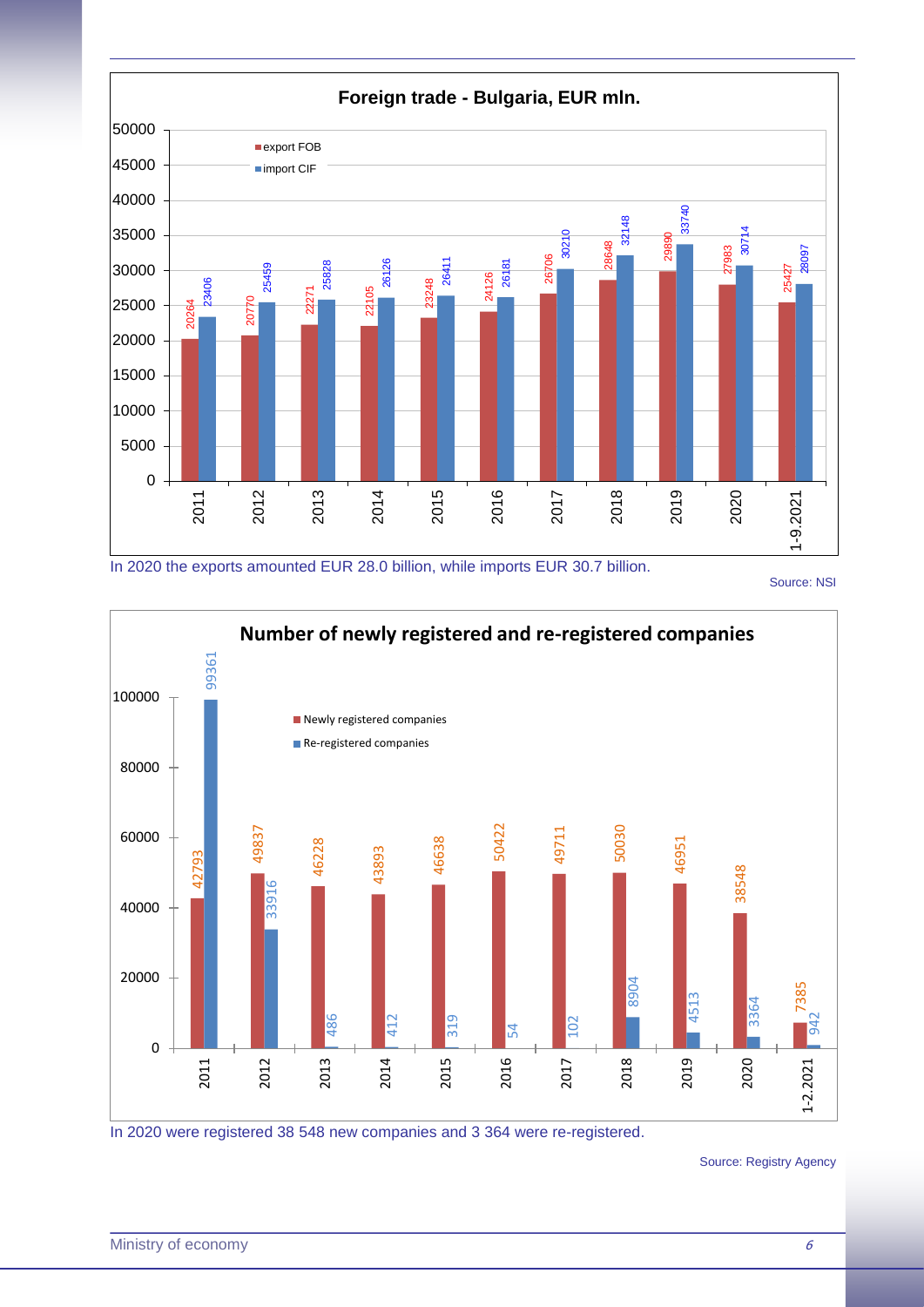**Foreign trade - Bulgaria, EUR mln.**

| Year | export FOB | import CIF |
|---|---|---|
| 2011 | 20264 | 23406 |
| 2012 | 20770 | 25459 |
| 2013 | 22271 | 25828 |
| 2014 | 22105 | 26126 |
| 2015 | 23248 | 26411 |
| 2016 | 24126 | 26181 |
| 2017 | 26706 | 30210 |
| 2018 | 28648 | 32148 |
| 2019 | 29890 | 33740 |
| 2020 | 27983 | 30714 |
| 1-9.2021 | 25427 | 28097 |

In 2020 the exports amounted EUR 28.0 billion, while imports EUR 30.7 billion.

Source: NSI

**Number of newly registered and re-registered companies**

| Year | Newly registered companies | Re-registered companies |
|---|---|---|
| 2011 | 42793 | 99361 |
| 2012 | 49837 | 33916 |
| 2013 | 46228 | 486 |
| 2014 | 43893 | 412 |
| 2015 | 46638 | 319 |
| 2016 | 50422 | 54 |
| 2017 | 49711 | 102 |
| 2018 | 50030 | 8904 |
| 2019 | 46951 | 4513 |
| 2020 | 38548 | 3364 |
| 1-2.2021 | 7385 | 942 |

In 2020 were registered 38 548 new companies and 3 364 were re-registered.

Source: Registry Agency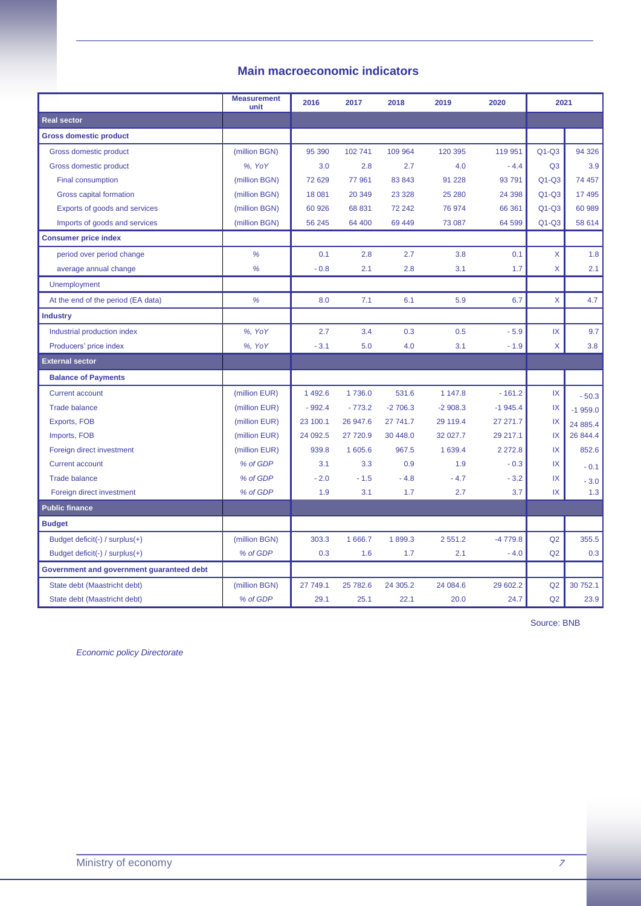## Main macroeconomic indicators

| | Measurement unit | 2016 | 2017 | 2018 | 2019 | 2020 | 2021 | |
|---|---|---|---|---|---|---|---|---|
| **Real sector** | | | | | | | | |
| **Gross domestic product** | | | | | | | | |
| Gross domestic product | (million BGN) | 95 390 | 102 741 | 109 964 | 120 395 | 119 951 | Q1-Q3 | 94 326 |
| Gross domestic product | %, YoY | 3.0 | 2.8 | 2.7 | 4.0 | - 4.4 | Q3 | 3.9 |
| Final consumption | (million BGN) | 72 629 | 77 961 | 83 843 | 91 228 | 93 791 | Q1-Q3 | 74 457 |
| Gross capital formation | (million BGN) | 18 081 | 20 349 | 23 328 | 25 280 | 24 398 | Q1-Q3 | 17 495 |
| Exports of goods and services | (million BGN) | 60 926 | 68 831 | 72 242 | 76 974 | 66 361 | Q1-Q3 | 60 989 |
| Imports of goods and services | (million BGN) | 56 245 | 64 400 | 69 449 | 73 087 | 64 599 | Q1-Q3 | 58 614 |
| **Consumer price index** | | | | | | | | |
| period over period change | % | 0.1 | 2.8 | 2.7 | 3.8 | 0.1 | X | 1.8 |
| average annual change | % | - 0.8 | 2.1 | 2.8 | 3.1 | 1.7 | X | 2.1 |
| Unemployment | | | | | | | | |
| At the end of the period (EA data) | % | 8.0 | 7.1 | 6.1 | 5.9 | 6.7 | X | 4.7 |
| **Industry** | | | | | | | | |
| Industrial production index | %, YoY | 2.7 | 3.4 | 0.3 | 0.5 | - 5.9 | IX | 9.7 |
| Producers' price index | %, YoY | - 3.1 | 5.0 | 4.0 | 3.1 | - 1.9 | X | 3.8 |
| **External sector** | | | | | | | | |
| **Balance of Payments** | | | | | | | | |
| Current account | (million EUR) | 1 492.6 | 1 736.0 | 531.6 | 1 147.8 | - 161.2 | IX | - 50.3 |
| Trade balance | (million EUR) | - 992.4 | - 773.2 | -2 706.3 | -2 908.3 | -1 945.4 | IX | -1 959.0 |
| Exports, FOB | (million EUR) | 23 100.1 | 26 947.6 | 27 741.7 | 29 119.4 | 27 271.7 | IX | 24 885.4 |
| Imports, FOB | (million EUR) | 24 092.5 | 27 720.9 | 30 448.0 | 32 027.7 | 29 217.1 | IX | 26 844.4 |
| Foreign direct investment | (million EUR) | 939.8 | 1 605.6 | 967.5 | 1 639.4 | 2 272.8 | IX | 852.6 |
| Current account | % of GDP | 3.1 | 3.3 | 0.9 | 1.9 | - 0.3 | IX | - 0.1 |
| Trade balance | % of GDP | - 2.0 | - 1.5 | - 4.8 | - 4.7 | - 3.2 | IX | - 3.0 |
| Foreign direct investment | % of GDP | 1.9 | 3.1 | 1.7 | 2.7 | 3.7 | IX | 1.3 |
| **Public finance** | | | | | | | | |
| **Budget** | | | | | | | | |
| Budget deficit(-) / surplus(+) | (million BGN) | 303.3 | 1 666.7 | 1 899.3 | 2 551.2 | -4 779.8 | Q2 | 355.5 |
| Budget deficit(-) / surplus(+) | % of GDP | 0.3 | 1.6 | 1.7 | 2.1 | - 4.0 | Q2 | 0.3 |
| **Government and government guaranteed debt** | | | | | | | | |
| State debt (Maastricht debt) | (million BGN) | 27 749.1 | 25 782.6 | 24 305.2 | 24 084.6 | 29 602.2 | Q2 | 30 752.1 |
| State debt (Maastricht debt) | % of GDP | 29.1 | 25.1 | 22.1 | 20.0 | 24.7 | Q2 | 23.9 |

Source: BNB

*Economic policy Directorate*